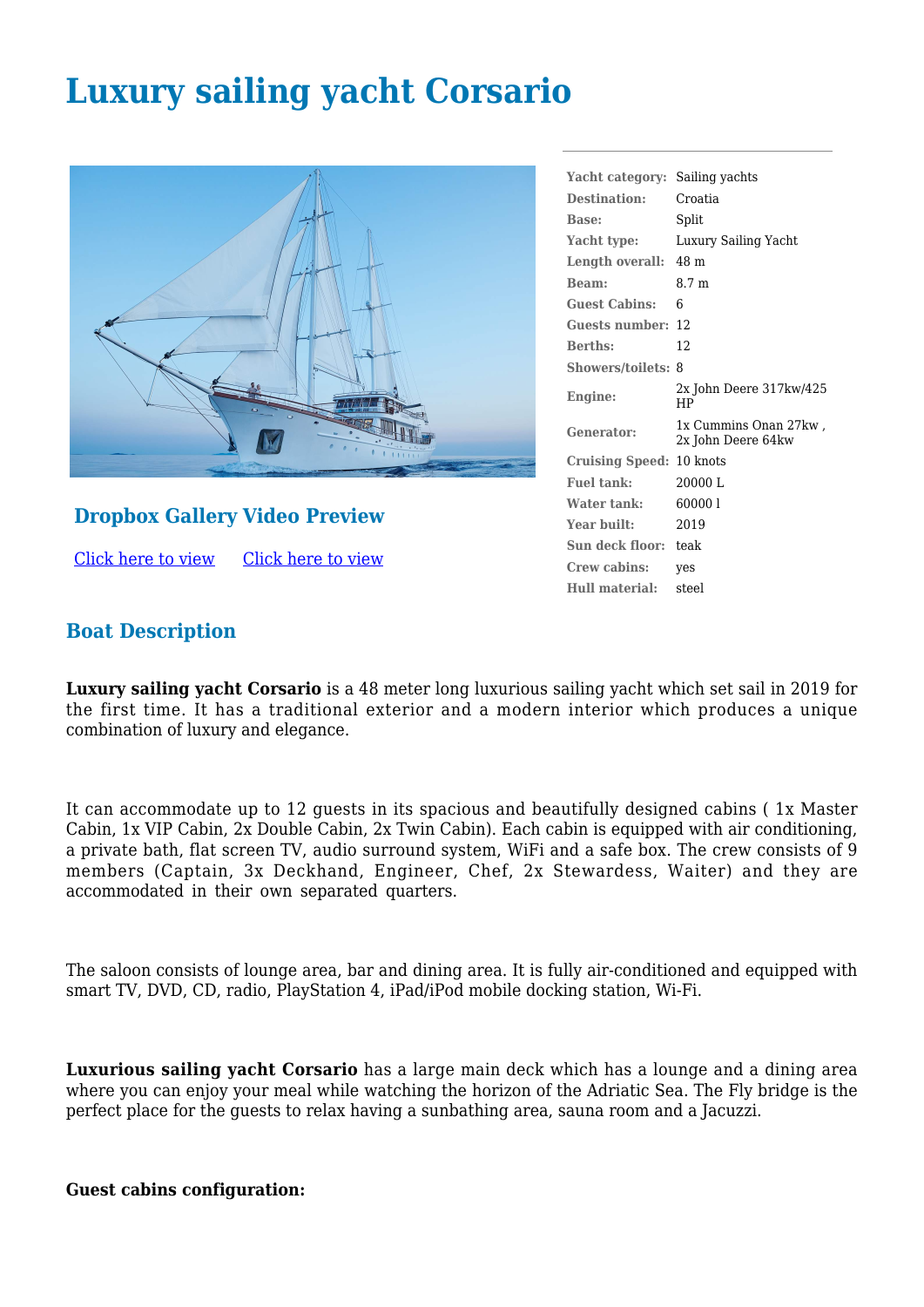# Luxury sailing yacht Corsario

## Dropbox Gallery Video Preview

Click here to view    Click here to view

| | |
|---|---|
| **Yacht category:** | Sailing yachts |
| **Destination:** | Croatia |
| **Base:** | Split |
| **Yacht type:** | Luxury Sailing Yacht |
| **Length overall:** | 48 m |
| **Beam:** | 8.7 m |
| **Guest Cabins:** | 6 |
| **Guests number:** | 12 |
| **Berths:** | 12 |
| **Showers/toilets:** | 8 |
| **Engine:** | 2x John Deere 317kw/425 HP |
| **Generator:** | 1x Cummins Onan 27kw , 2x John Deere 64kw |
| **Cruising Speed:** | 10 knots |
| **Fuel tank:** | 20000 L |
| **Water tank:** | 60000 l |
| **Year built:** | 2019 |
| **Sun deck floor:** | teak |
| **Crew cabins:** | yes |
| **Hull material:** | steel |

## Boat Description

**Luxury sailing yacht Corsario** is a 48 meter long luxurious sailing yacht which set sail in 2019 for the first time. It has a traditional exterior and a modern interior which produces a unique combination of luxury and elegance.

It can accommodate up to 12 guests in its spacious and beautifully designed cabins ( 1x Master Cabin, 1x VIP Cabin, 2x Double Cabin, 2x Twin Cabin). Each cabin is equipped with air conditioning, a private bath, flat screen TV, audio surround system, WiFi and a safe box. The crew consists of 9 members (Captain, 3x Deckhand, Engineer, Chef, 2x Stewardess, Waiter) and they are accommodated in their own separated quarters.

The saloon consists of lounge area, bar and dining area. It is fully air-conditioned and equipped with smart TV, DVD, CD, radio, PlayStation 4, iPad/iPod mobile docking station, Wi-Fi.

**Luxurious sailing yacht Corsario** has a large main deck which has a lounge and a dining area where you can enjoy your meal while watching the horizon of the Adriatic Sea. The Fly bridge is the perfect place for the guests to relax having a sunbathing area, sauna room and a Jacuzzi.

**Guest cabins configuration:**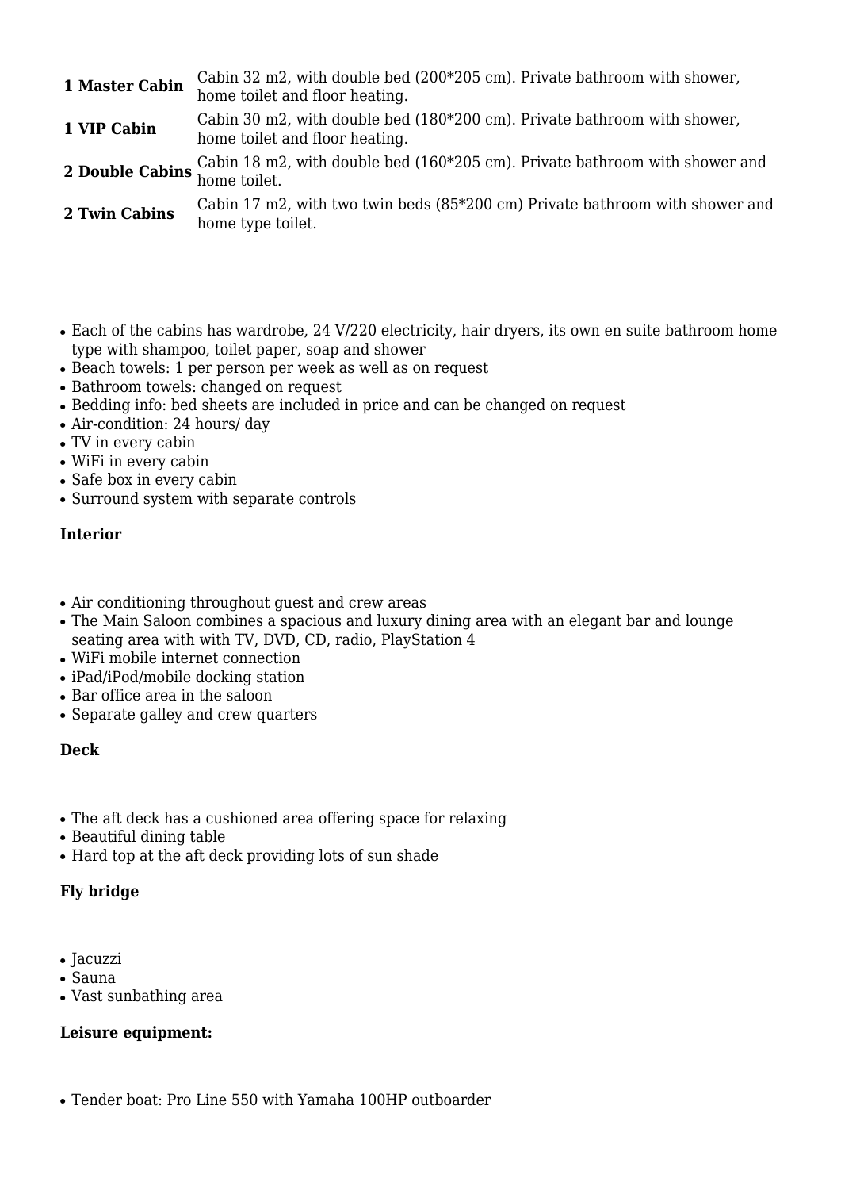| | |
|---|---|
| **1 Master Cabin** | Cabin 32 m2, with double bed (200*205 cm). Private bathroom with shower, home toilet and floor heating. |
| **1 VIP Cabin** | Cabin 30 m2, with double bed (180*200 cm). Private bathroom with shower, home toilet and floor heating. |
| **2 Double Cabins** | Cabin 18 m2, with double bed (160*205 cm). Private bathroom with shower and home toilet. |
| **2 Twin Cabins** | Cabin 17 m2, with two twin beds (85*200 cm) Private bathroom with shower and home type toilet. |

- Each of the cabins has wardrobe, 24 V/220 electricity, hair dryers, its own en suite bathroom home type with shampoo, toilet paper, soap and shower
- Beach towels: 1 per person per week as well as on request
- Bathroom towels: changed on request
- Bedding info: bed sheets are included in price and can be changed on request
- Air-condition: 24 hours/ day
- TV in every cabin
- WiFi in every cabin
- Safe box in every cabin
- Surround system with separate controls

**Interior**

- Air conditioning throughout guest and crew areas
- The Main Saloon combines a spacious and luxury dining area with an elegant bar and lounge seating area with with TV, DVD, CD, radio, PlayStation 4
- WiFi mobile internet connection
- iPad/iPod/mobile docking station
- Bar office area in the saloon
- Separate galley and crew quarters

**Deck**

- The aft deck has a cushioned area offering space for relaxing
- Beautiful dining table
- Hard top at the aft deck providing lots of sun shade

**Fly bridge**

- Jacuzzi
- Sauna
- Vast sunbathing area

**Leisure equipment:**

- Tender boat: Pro Line 550 with Yamaha 100HP outboarder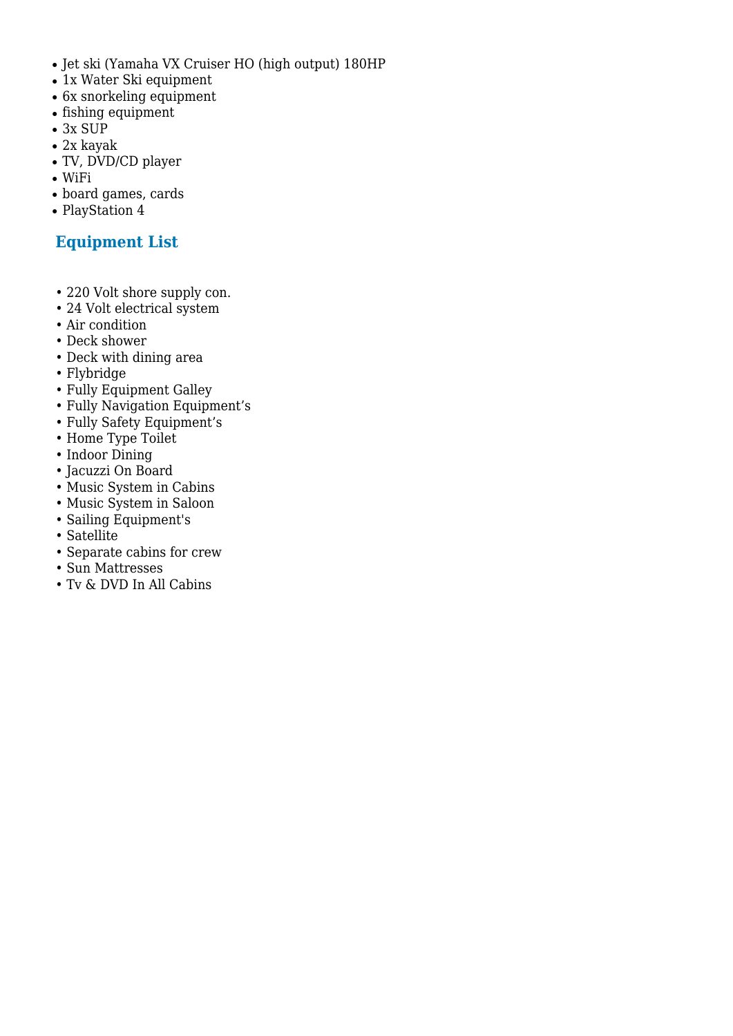- Jet ski (Yamaha VX Cruiser HO (high output) 180HP
- 1x Water Ski equipment
- 6x snorkeling equipment
- fishing equipment
- 3x SUP
- 2x kayak
- TV, DVD/CD player
- WiFi
- board games, cards
- PlayStation 4

## Equipment List

- 220 Volt shore supply con.
- 24 Volt electrical system
- Air condition
- Deck shower
- Deck with dining area
- Flybridge
- Fully Equipment Galley
- Fully Navigation Equipment’s
- Fully Safety Equipment’s
- Home Type Toilet
- Indoor Dining
- Jacuzzi On Board
- Music System in Cabins
- Music System in Saloon
- Sailing Equipment's
- Satellite
- Separate cabins for crew
- Sun Mattresses
- Tv & DVD In All Cabins